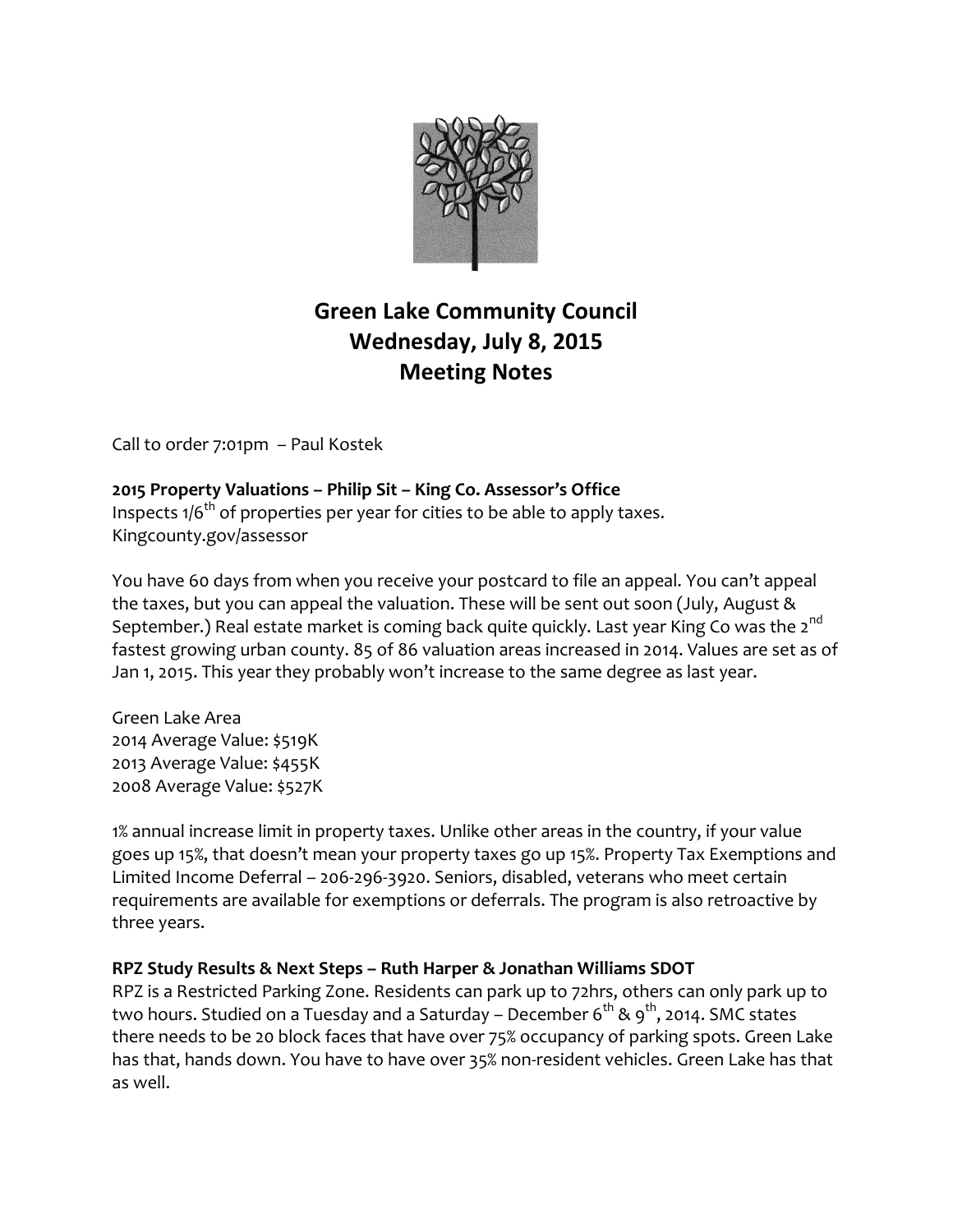# Green Lake Community Council
# Wednesday, July 8, 2015
# Meeting Notes

Call to order 7:01pm – Paul Kostek

**2015 Property Valuations – Philip Sit – King Co. Assessor's Office**
Inspects 1/6th of properties per year for cities to be able to apply taxes.
Kingcounty.gov/assessor

You have 60 days from when you receive your postcard to file an appeal. You can't appeal the taxes, but you can appeal the valuation. These will be sent out soon (July, August & September.) Real estate market is coming back quite quickly. Last year King Co was the 2nd fastest growing urban county. 85 of 86 valuation areas increased in 2014. Values are set as of Jan 1, 2015. This year they probably won't increase to the same degree as last year.

Green Lake Area
2014 Average Value: $519K
2013 Average Value: $455K
2008 Average Value: $527K

1% annual increase limit in property taxes. Unlike other areas in the country, if your value goes up 15%, that doesn't mean your property taxes go up 15%. Property Tax Exemptions and Limited Income Deferral – 206-296-3920. Seniors, disabled, veterans who meet certain requirements are available for exemptions or deferrals. The program is also retroactive by three years.

**RPZ Study Results & Next Steps – Ruth Harper & Jonathan Williams SDOT**
RPZ is a Restricted Parking Zone. Residents can park up to 72hrs, others can only park up to two hours. Studied on a Tuesday and a Saturday – December 6th & 9th, 2014. SMC states there needs to be 20 block faces that have over 75% occupancy of parking spots. Green Lake has that, hands down. You have to have over 35% non-resident vehicles. Green Lake has that as well.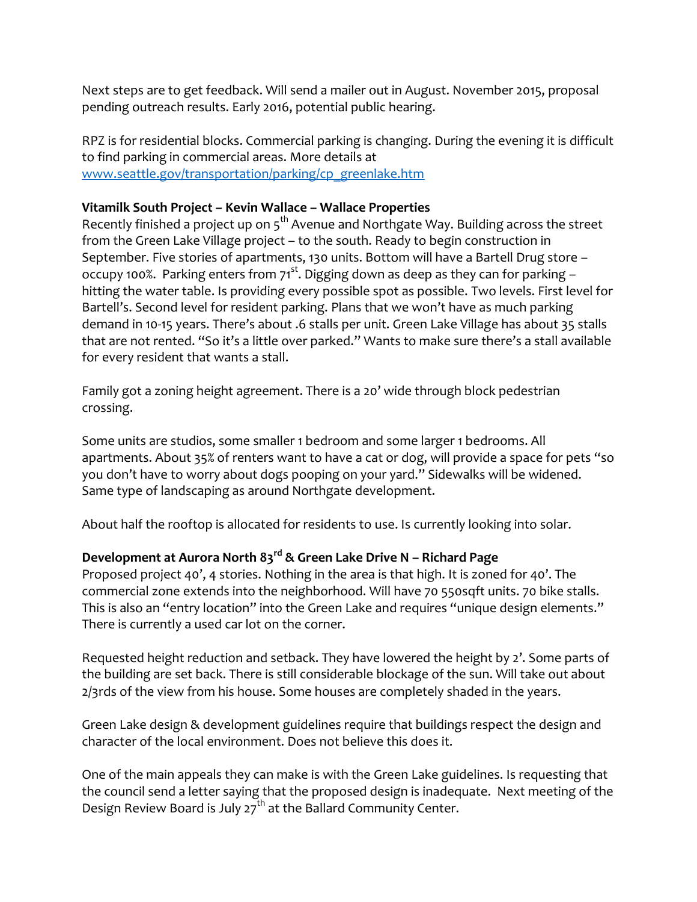Next steps are to get feedback. Will send a mailer out in August. November 2015, proposal pending outreach results. Early 2016, potential public hearing.

RPZ is for residential blocks. Commercial parking is changing. During the evening it is difficult to find parking in commercial areas. More details at www.seattle.gov/transportation/parking/cp_greenlake.htm

**Vitamilk South Project – Kevin Wallace – Wallace Properties**
Recently finished a project up on 5th Avenue and Northgate Way. Building across the street from the Green Lake Village project – to the south. Ready to begin construction in September. Five stories of apartments, 130 units. Bottom will have a Bartell Drug store – occupy 100%. Parking enters from 71st. Digging down as deep as they can for parking – hitting the water table. Is providing every possible spot as possible. Two levels. First level for Bartell's. Second level for resident parking. Plans that we won't have as much parking demand in 10-15 years. There's about .6 stalls per unit. Green Lake Village has about 35 stalls that are not rented. "So it's a little over parked." Wants to make sure there's a stall available for every resident that wants a stall.

Family got a zoning height agreement. There is a 20' wide through block pedestrian crossing.

Some units are studios, some smaller 1 bedroom and some larger 1 bedrooms. All apartments. About 35% of renters want to have a cat or dog, will provide a space for pets "so you don't have to worry about dogs pooping on your yard." Sidewalks will be widened. Same type of landscaping as around Northgate development.

About half the rooftop is allocated for residents to use. Is currently looking into solar.

**Development at Aurora North 83rd & Green Lake Drive N – Richard Page**
Proposed project 40', 4 stories. Nothing in the area is that high. It is zoned for 40'. The commercial zone extends into the neighborhood. Will have 70 550sqft units. 70 bike stalls. This is also an "entry location" into the Green Lake and requires "unique design elements." There is currently a used car lot on the corner.

Requested height reduction and setback. They have lowered the height by 2'. Some parts of the building are set back. There is still considerable blockage of the sun. Will take out about 2/3rds of the view from his house. Some houses are completely shaded in the years.

Green Lake design & development guidelines require that buildings respect the design and character of the local environment. Does not believe this does it.

One of the main appeals they can make is with the Green Lake guidelines. Is requesting that the council send a letter saying that the proposed design is inadequate. Next meeting of the Design Review Board is July 27th at the Ballard Community Center.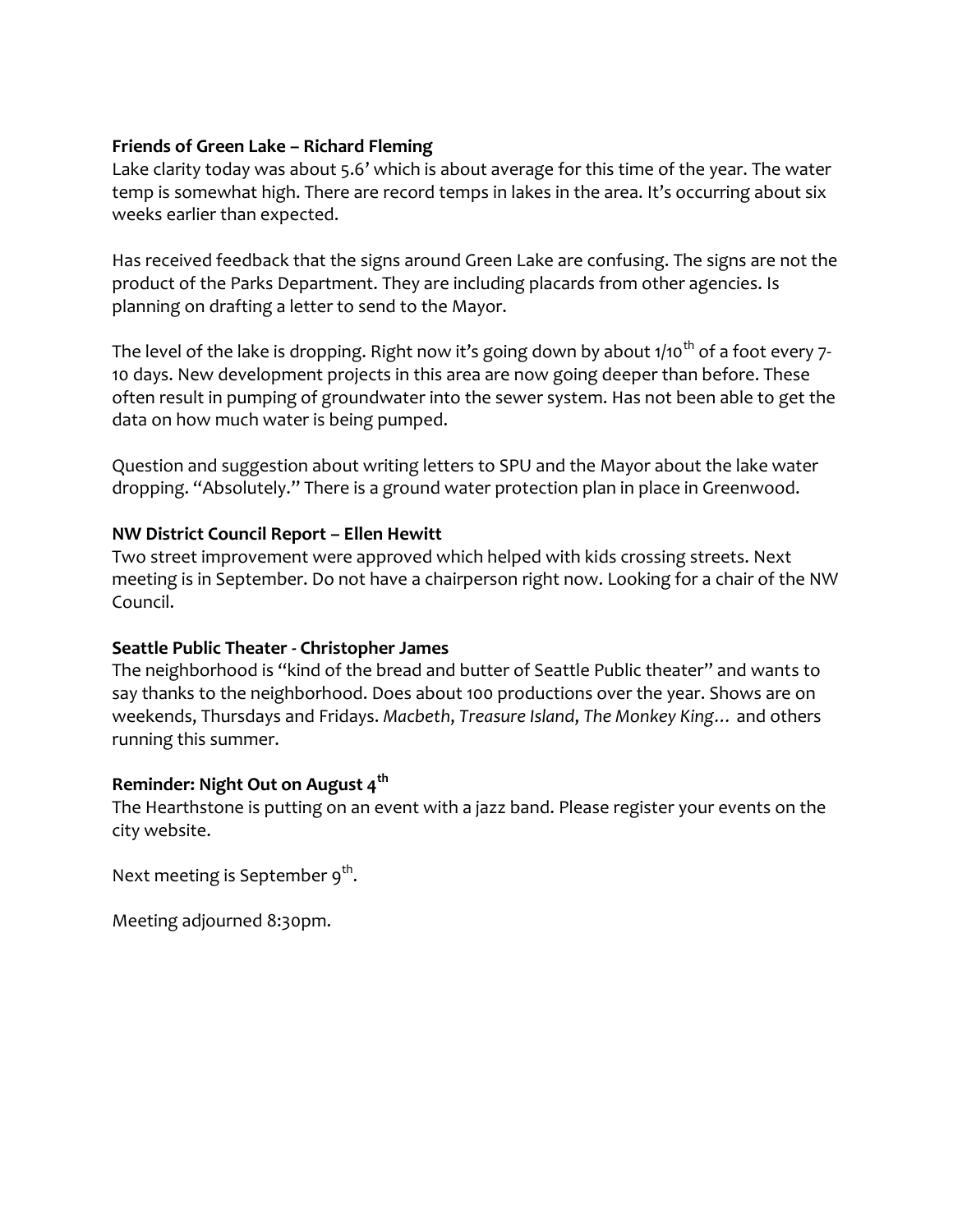**Friends of Green Lake – Richard Fleming**

Lake clarity today was about 5.6' which is about average for this time of the year. The water temp is somewhat high. There are record temps in lakes in the area. It's occurring about six weeks earlier than expected.

Has received feedback that the signs around Green Lake are confusing. The signs are not the product of the Parks Department. They are including placards from other agencies. Is planning on drafting a letter to send to the Mayor.

The level of the lake is dropping. Right now it's going down by about 1/10th of a foot every 7-10 days. New development projects in this area are now going deeper than before. These often result in pumping of groundwater into the sewer system. Has not been able to get the data on how much water is being pumped.

Question and suggestion about writing letters to SPU and the Mayor about the lake water dropping. "Absolutely." There is a ground water protection plan in place in Greenwood.

**NW District Council Report – Ellen Hewitt**

Two street improvement were approved which helped with kids crossing streets. Next meeting is in September. Do not have a chairperson right now. Looking for a chair of the NW Council.

**Seattle Public Theater - Christopher James**

The neighborhood is "kind of the bread and butter of Seattle Public theater" and wants to say thanks to the neighborhood. Does about 100 productions over the year. Shows are on weekends, Thursdays and Fridays. *Macbeth*, *Treasure Island*, *The Monkey King…* and others running this summer.

**Reminder: Night Out on August 4th**

The Hearthstone is putting on an event with a jazz band. Please register your events on the city website.

Next meeting is September 9th.

Meeting adjourned 8:30pm.